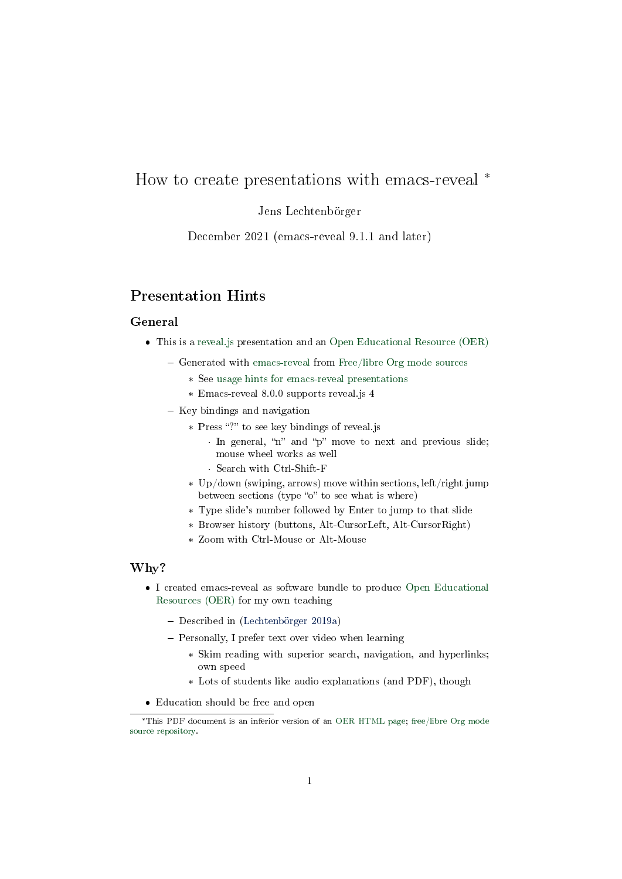# How to create presentations with emacs-reveal *

Jens Lechtenbörger

December 2021 (emacs-reveal 9.1.1 and later)

## Presentation Hints

### General

- This is a reveal.js presentation and an Open Educational Resource (OER)
  - Generated with emacs-reveal from Free/libre Org mode sources
    - See usage hints for emacs-reveal presentations
    - Emacs-reveal 8.0.0 supports reveal.js 4
  - Key bindings and navigation
    - Press "?" to see key bindings of reveal.js
      - In general, "n" and "p" move to next and previous slide; mouse wheel works as well
      - Search with Ctrl-Shift-F
    - Up/down (swiping, arrows) move within sections, left/right jump between sections (type "o" to see what is where)
    - Type slide's number followed by Enter to jump to that slide
    - Browser history (buttons, Alt-CursorLeft, Alt-CursorRight)
    - Zoom with Ctrl-Mouse or Alt-Mouse

### Why?

- I created emacs-reveal as software bundle to produce Open Educational Resources (OER) for my own teaching
  - Described in (Lechtenbörger 2019a)
  - Personally, I prefer text over video when learning
    - Skim reading with superior search, navigation, and hyperlinks; own speed
    - Lots of students like audio explanations (and PDF), though
- Education should be free and open

*This PDF document is an inferior version of an OER HTML page; free/libre Org mode source repository.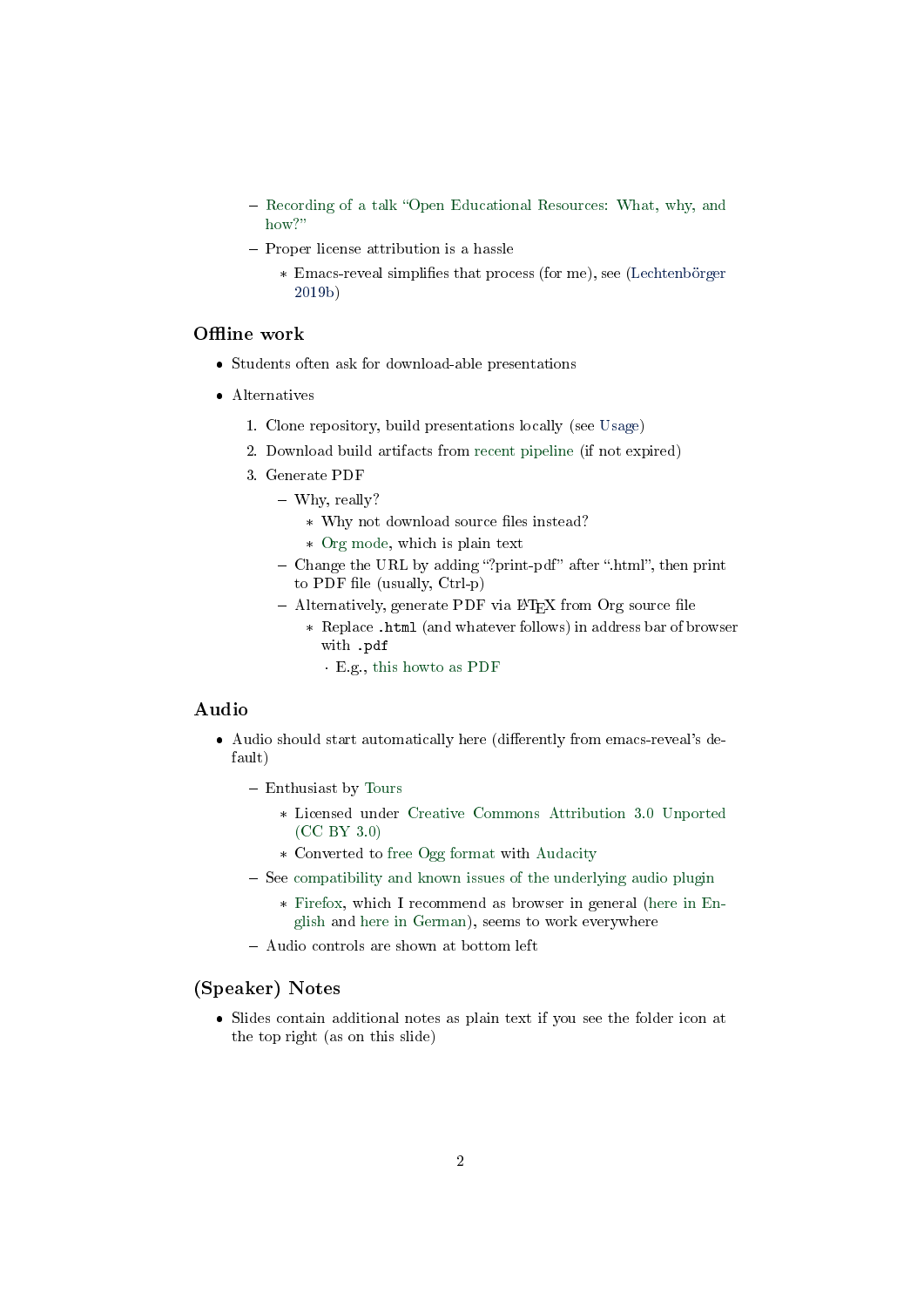- Recording of a talk "Open Educational Resources: What, why, and how?"
  - Proper license attribution is a hassle
    - Emacs-reveal simplifies that process (for me), see (Lechtenbörger 2019b)

## Offline work

- Students often ask for download-able presentations
- Alternatives
  1. Clone repository, build presentations locally (see Usage)
  2. Download build artifacts from recent pipeline (if not expired)
  3. Generate PDF
     - Why, really?
       - Why not download source files instead?
       - Org mode, which is plain text
     - Change the URL by adding "?print-pdf" after ".html", then print to PDF file (usually, Ctrl-p)
     - Alternatively, generate PDF via LaTeX from Org source file
       - Replace `.html` (and whatever follows) in address bar of browser with `.pdf`
         - E.g., this howto as PDF

## Audio

- Audio should start automatically here (differently from emacs-reveal's default)
  - Enthusiast by Tours
    - Licensed under Creative Commons Attribution 3.0 Unported (CC BY 3.0)
    - Converted to free Ogg format with Audacity
  - See compatibility and known issues of the underlying audio plugin
    - Firefox, which I recommend as browser in general (here in English and here in German), seems to work everywhere
  - Audio controls are shown at bottom left

## (Speaker) Notes

- Slides contain additional notes as plain text if you see the folder icon at the top right (as on this slide)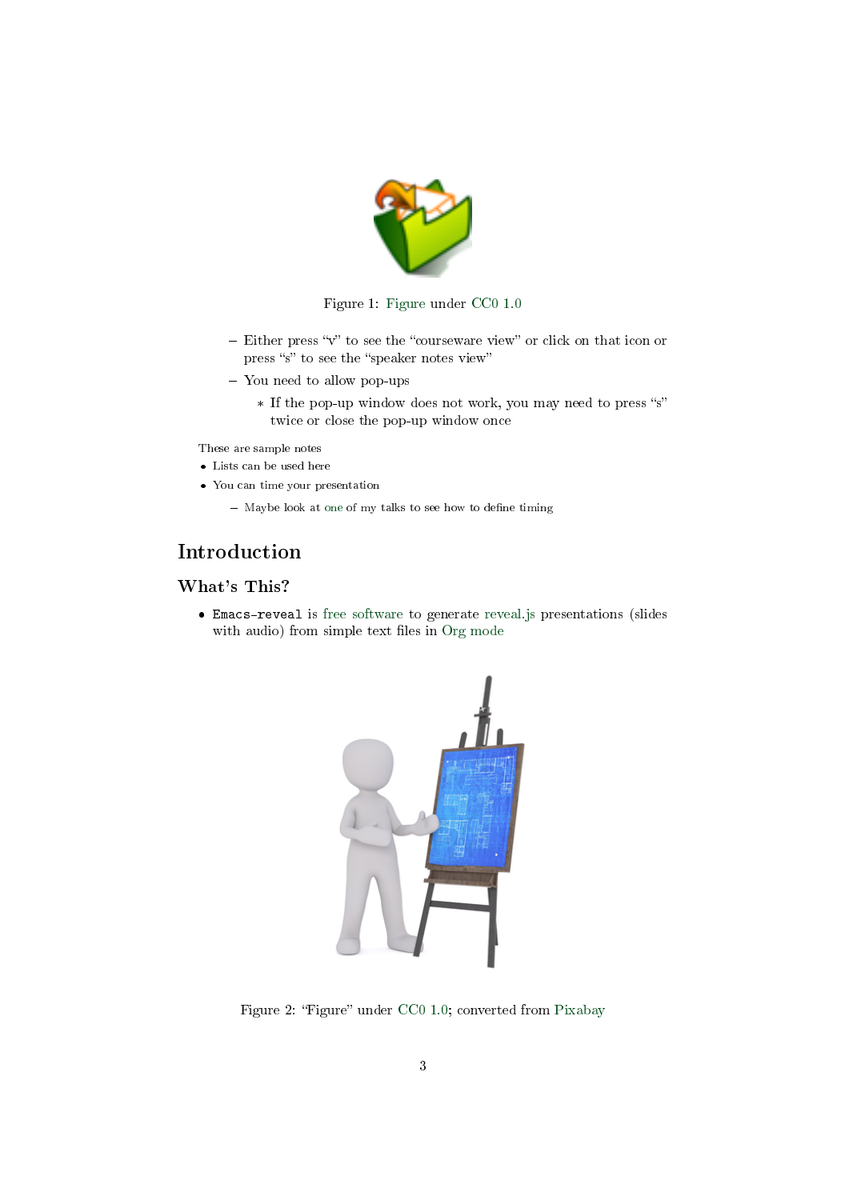Figure 1: Figure under CC0 1.0

  - Either press "v" to see the "courseware view" or click on that icon or press "s" to see the "speaker notes view"
  - You need to allow pop-ups
    - If the pop-up window does not work, you may need to press "s" twice or close the pop-up window once

These are sample notes

- Lists can be used here
- You can time your presentation
  - Maybe look at one of my talks to see how to define timing

# Introduction

## What's This?

- `Emacs-reveal` is free software to generate reveal.js presentations (slides with audio) from simple text files in Org mode

Figure 2: "Figure" under CC0 1.0; converted from Pixabay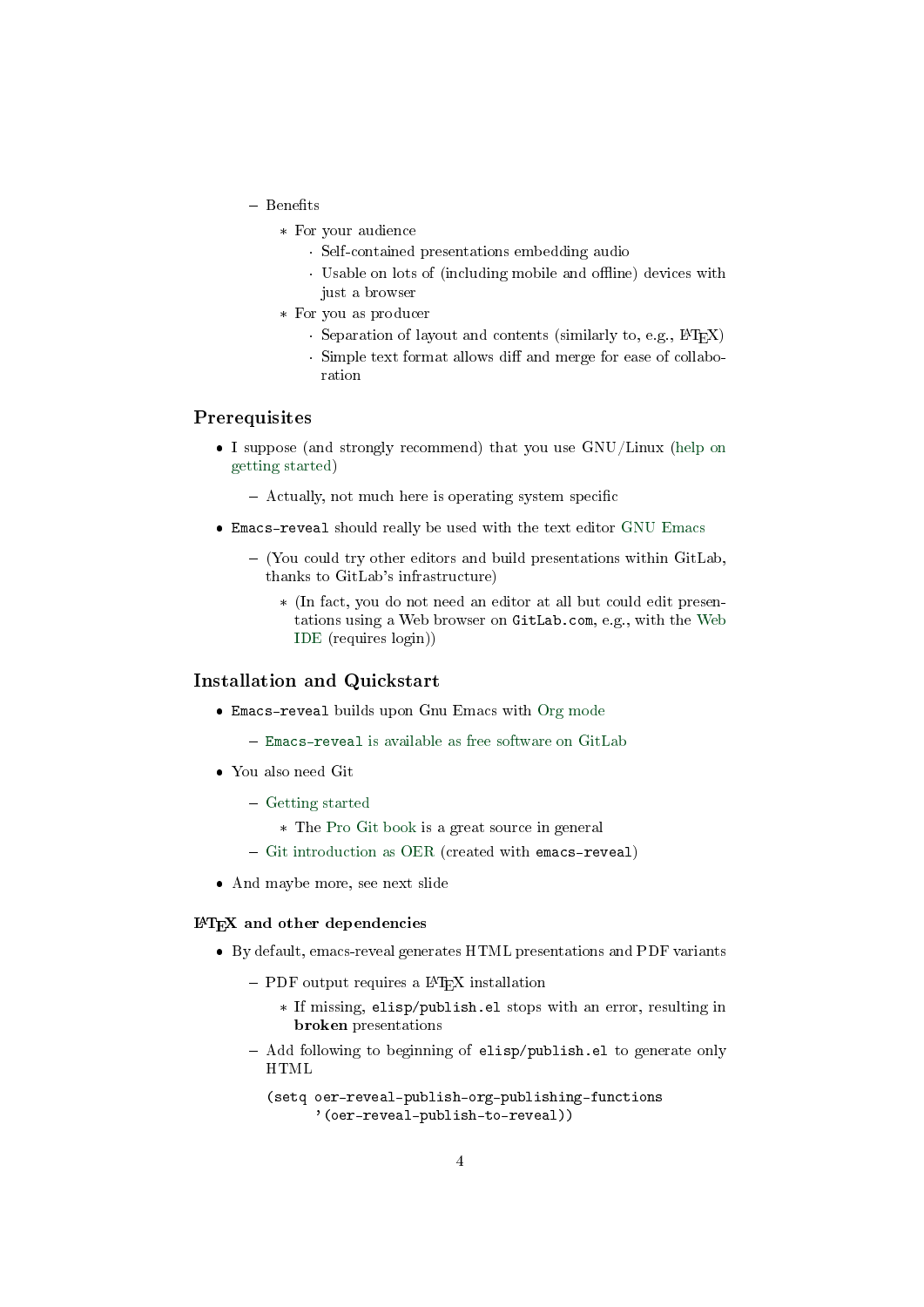- Benefits
    - For your audience
      - Self-contained presentations embedding audio
      - Usable on lots of (including mobile and offline) devices with just a browser
    - For you as producer
      - Separation of layout and contents (similarly to, e.g., LaTeX)
      - Simple text format allows diff and merge for ease of collaboration

## Prerequisites

- I suppose (and strongly recommend) that you use GNU/Linux (help on getting started)
  - Actually, not much here is operating system specific
- `Emacs-reveal` should really be used with the text editor GNU Emacs
  - (You could try other editors and build presentations within GitLab, thanks to GitLab's infrastructure)
    - (In fact, you do not need an editor at all but could edit presentations using a Web browser on `GitLab.com`, e.g., with the Web IDE (requires login))

## Installation and Quickstart

- `Emacs-reveal` builds upon Gnu Emacs with Org mode
  - `Emacs-reveal` is available as free software on GitLab
- You also need Git
  - Getting started
    - The Pro Git book is a great source in general
  - Git introduction as OER (created with `emacs-reveal`)
- And maybe more, see next slide

### LaTeX and other dependencies

- By default, emacs-reveal generates HTML presentations and PDF variants
  - PDF output requires a LaTeX installation
    - If missing, `elisp/publish.el` stops with an error, resulting in **broken** presentations
  - Add following to beginning of `elisp/publish.el` to generate only HTML

```
(setq oer-reveal-publish-org-publishing-functions
      '(oer-reveal-publish-to-reveal))
```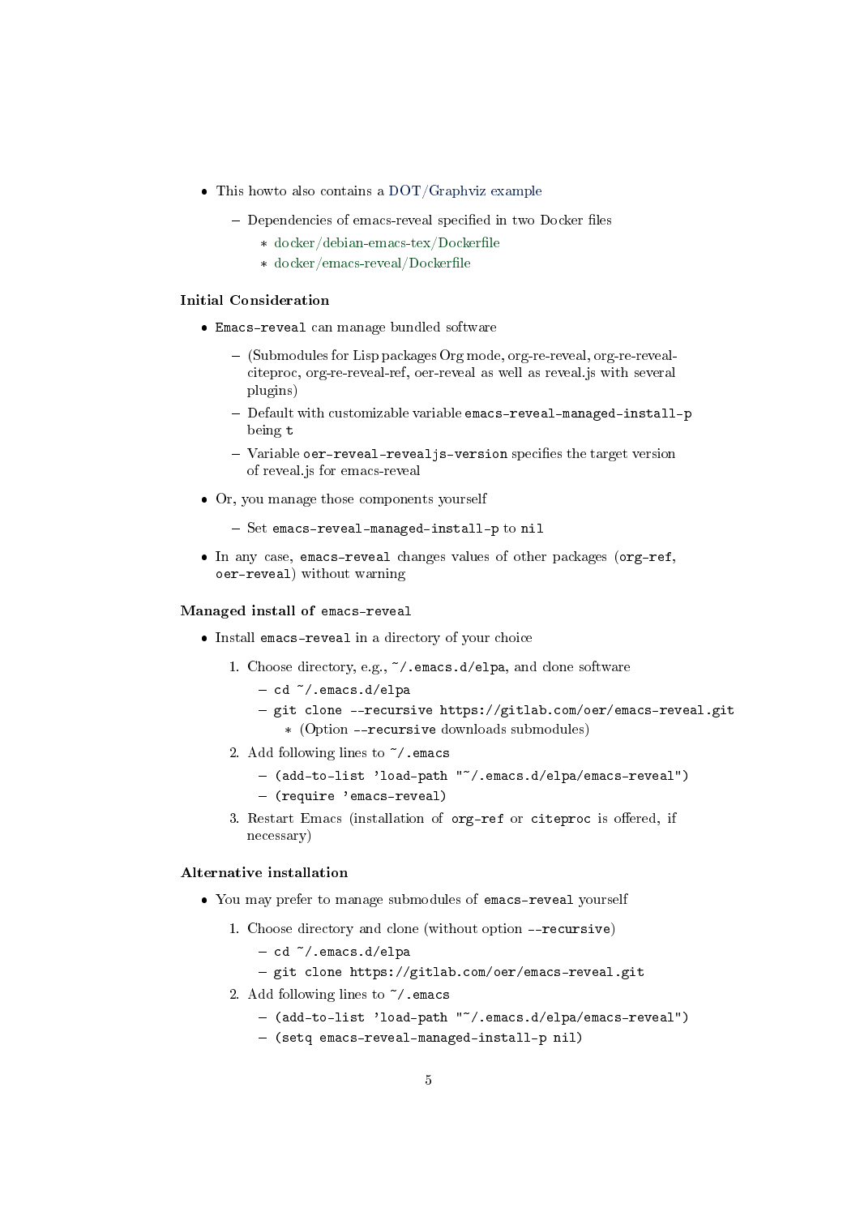- This howto also contains a DOT/Graphviz example
  - Dependencies of emacs-reveal specified in two Docker files
    - docker/debian-emacs-tex/Dockerfile
    - docker/emacs-reveal/Dockerfile

### Initial Consideration

- `Emacs-reveal` can manage bundled software
  - (Submodules for Lisp packages Org mode, org-re-reveal, org-re-reveal-citeproc, org-re-reveal-ref, oer-reveal as well as reveal.js with several plugins)
  - Default with customizable variable `emacs-reveal-managed-install-p` being `t`
  - Variable `oer-reveal-revealjs-version` specifies the target version of reveal.js for emacs-reveal
- Or, you manage those components yourself
  - Set `emacs-reveal-managed-install-p` to `nil`
- In any case, `emacs-reveal` changes values of other packages (`org-ref`, `oer-reveal`) without warning

### Managed install of `emacs-reveal`

- Install `emacs-reveal` in a directory of your choice
  1. Choose directory, e.g., `~/.emacs.d/elpa`, and clone software
     - `cd ~/.emacs.d/elpa`
     - `git clone --recursive https://gitlab.com/oer/emacs-reveal.git`
       - (Option `--recursive` downloads submodules)
  2. Add following lines to `~/.emacs`
     - `(add-to-list 'load-path "~/.emacs.d/elpa/emacs-reveal")`
     - `(require 'emacs-reveal)`
  3. Restart Emacs (installation of `org-ref` or `citeproc` is offered, if necessary)

### Alternative installation

- You may prefer to manage submodules of `emacs-reveal` yourself
  1. Choose directory and clone (without option `--recursive`)
     - `cd ~/.emacs.d/elpa`
     - `git clone https://gitlab.com/oer/emacs-reveal.git`
  2. Add following lines to `~/.emacs`
     - `(add-to-list 'load-path "~/.emacs.d/elpa/emacs-reveal")`
     - `(setq emacs-reveal-managed-install-p nil)`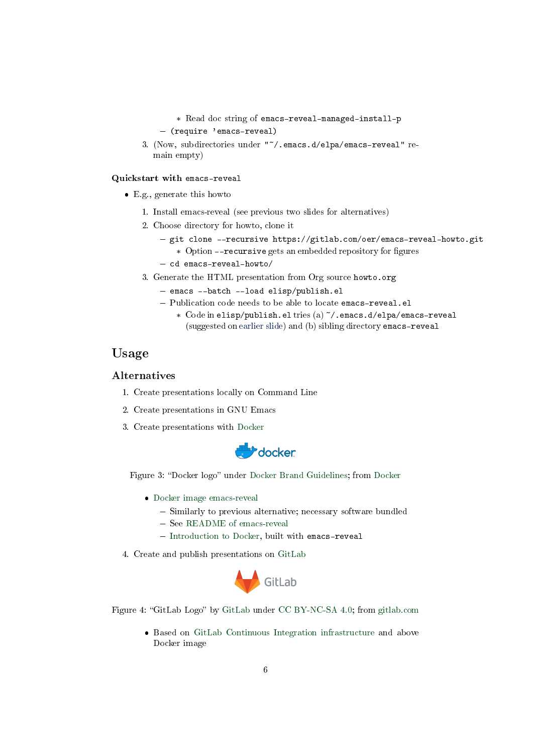- Read doc string of `emacs-reveal-managed-install-p`
        - `(require 'emacs-reveal)`
    3. (Now, subdirectories under `"~/.emacs.d/elpa/emacs-reveal"` remain empty)

**Quickstart with `emacs-reveal`**

- E.g., generate this howto
    1. Install emacs-reveal (see previous two slides for alternatives)
    2. Choose directory for howto, clone it
        - `git clone --recursive https://gitlab.com/oer/emacs-reveal-howto.git`
            - Option `--recursive` gets an embedded repository for figures
        - `cd emacs-reveal-howto/`
    3. Generate the HTML presentation from Org source `howto.org`
        - `emacs --batch --load elisp/publish.el`
        - Publication code needs to be able to locate `emacs-reveal.el`
            - Code in `elisp/publish.el` tries (a) `~/.emacs.d/elpa/emacs-reveal` (suggested on earlier slide) and (b) sibling directory `emacs-reveal`

# Usage

## Alternatives

1. Create presentations locally on Command Line
2. Create presentations in GNU Emacs
3. Create presentations with Docker

   Figure 3: "Docker logo" under Docker Brand Guidelines; from Docker

    - Docker image emacs-reveal
        - Similarly to previous alternative; necessary software bundled
        - See README of emacs-reveal
        - Introduction to Docker, built with `emacs-reveal`
4. Create and publish presentations on GitLab

Figure 4: "GitLab Logo" by GitLab under CC BY-NC-SA 4.0; from gitlab.com

- Based on GitLab Continuous Integration infrastructure and above Docker image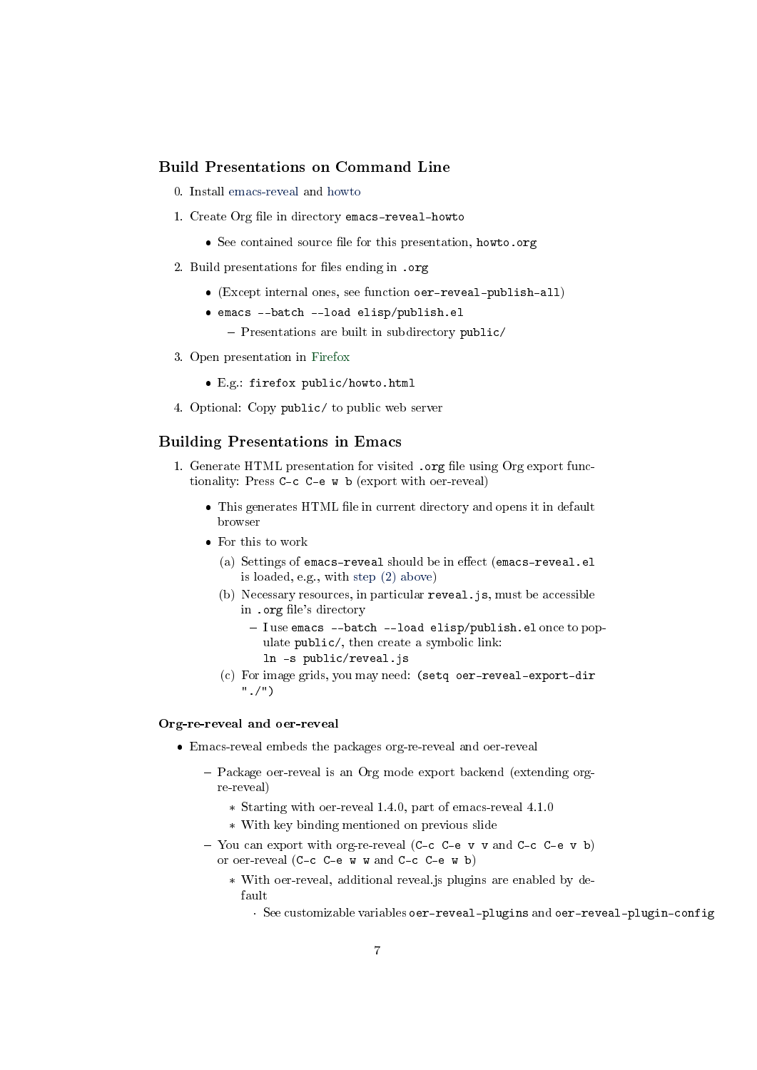## Build Presentations on Command Line

0. Install emacs-reveal and howto
1. Create Org file in directory `emacs-reveal-howto`
   - See contained source file for this presentation, `howto.org`
2. Build presentations for files ending in `.org`
   - (Except internal ones, see function `oer-reveal-publish-all`)
   - `emacs --batch --load elisp/publish.el`
     - Presentations are built in subdirectory `public/`
3. Open presentation in Firefox
   - E.g.: `firefox public/howto.html`
4. Optional: Copy `public/` to public web server

## Building Presentations in Emacs

1. Generate HTML presentation for visited `.org` file using Org export functionality: Press `C-c C-e w b` (export with oer-reveal)
   - This generates HTML file in current directory and opens it in default browser
   - For this to work
     (a) Settings of `emacs-reveal` should be in effect (`emacs-reveal.el` is loaded, e.g., with step (2) above)
     (b) Necessary resources, in particular `reveal.js`, must be accessible in `.org` file's directory
       - I use `emacs --batch --load elisp/publish.el` once to populate `public/`, then create a symbolic link:
         `ln -s public/reveal.js`
     (c) For image grids, you may need: `(setq oer-reveal-export-dir "./")`

### Org-re-reveal and oer-reveal

- Emacs-reveal embeds the packages org-re-reveal and oer-reveal
  - Package oer-reveal is an Org mode export backend (extending org-re-reveal)
    - Starting with oer-reveal 1.4.0, part of emacs-reveal 4.1.0
    - With key binding mentioned on previous slide
  - You can export with org-re-reveal (`C-c C-e v v` and `C-c C-e v b`) or oer-reveal (`C-c C-e w w` and `C-c C-e w b`)
    - With oer-reveal, additional reveal.js plugins are enabled by default
      - See customizable variables `oer-reveal-plugins` and `oer-reveal-plugin-config`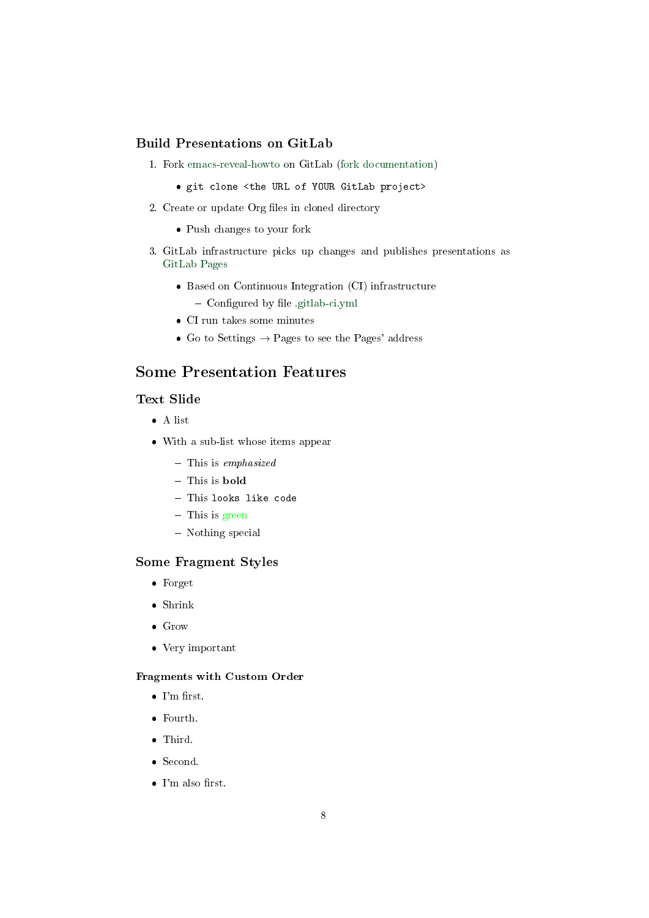### Build Presentations on GitLab

1. Fork emacs-reveal-howto on GitLab (fork documentation)
   - `git clone <the URL of YOUR GitLab project>`
2. Create or update Org files in cloned directory
   - Push changes to your fork
3. GitLab infrastructure picks up changes and publishes presentations as GitLab Pages
   - Based on Continuous Integration (CI) infrastructure
     - Configured by file .gitlab-ci.yml
   - CI run takes some minutes
   - Go to Settings → Pages to see the Pages' address

## Some Presentation Features

### Text Slide

- A list
- With a sub-list whose items appear
  - This is *emphasized*
  - This is **bold**
  - This `looks like code`
  - This is green
  - Nothing special

### Some Fragment Styles

- Forget
- Shrink
- Grow
- Very important

#### Fragments with Custom Order

- I'm first.
- Fourth.
- Third.
- Second.
- I'm also first.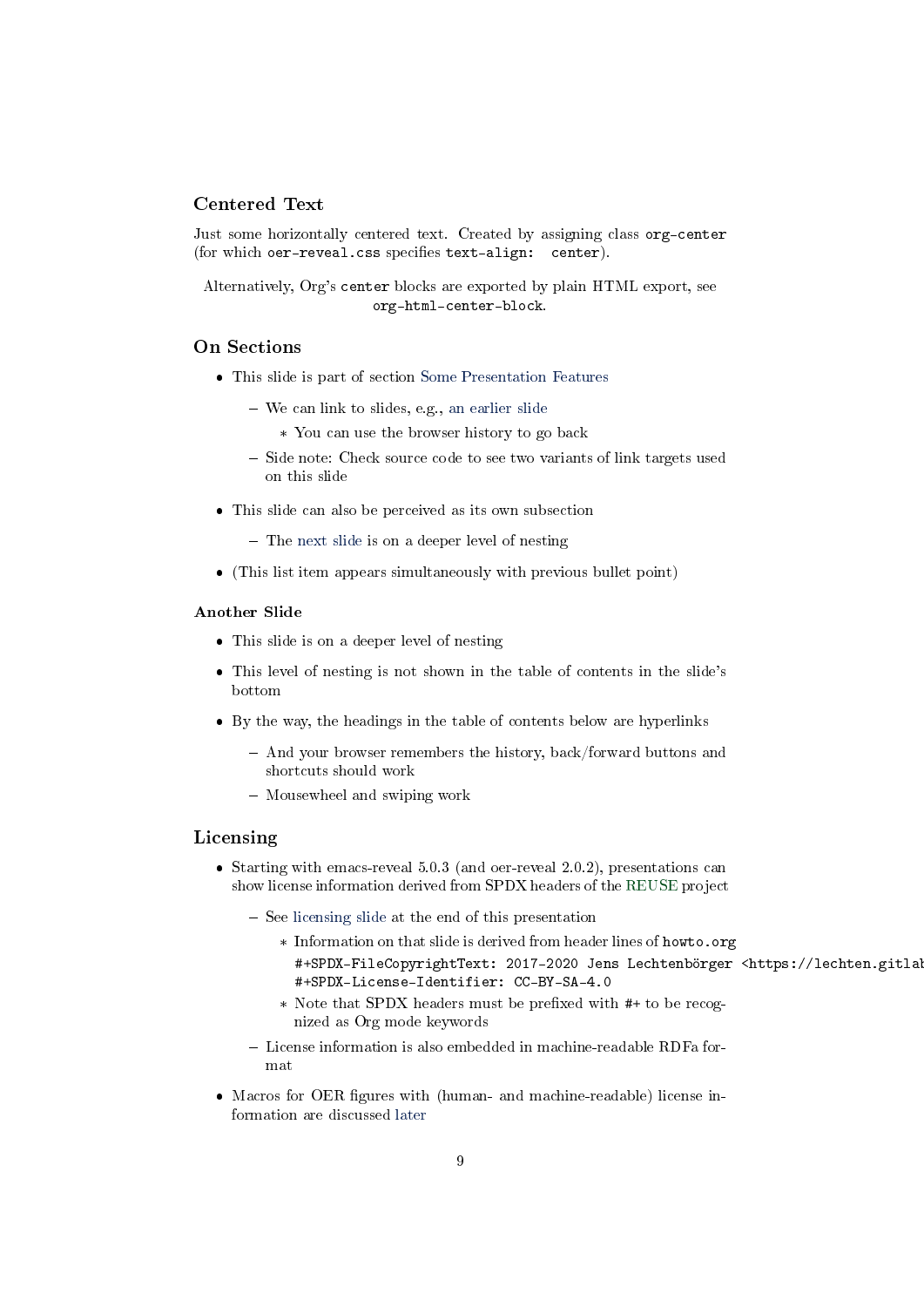## Centered Text

Just some horizontally centered text. Created by assigning class `org-center` (for which `oer-reveal.css` specifies `text-align: center`).

Alternatively, Org's `center` blocks are exported by plain HTML export, see `org-html-center-block`.

## On Sections

- This slide is part of section Some Presentation Features
  - We can link to slides, e.g., an earlier slide
    - You can use the browser history to go back
  - Side note: Check source code to see two variants of link targets used on this slide
- This slide can also be perceived as its own subsection
  - The next slide is on a deeper level of nesting
- (This list item appears simultaneously with previous bullet point)

### Another Slide

- This slide is on a deeper level of nesting
- This level of nesting is not shown in the table of contents in the slide's bottom
- By the way, the headings in the table of contents below are hyperlinks
  - And your browser remembers the history, back/forward buttons and shortcuts should work
  - Mousewheel and swiping work

## Licensing

- Starting with emacs-reveal 5.0.3 (and oer-reveal 2.0.2), presentations can show license information derived from SPDX headers of the REUSE project
  - See licensing slide at the end of this presentation
    - Information on that slide is derived from header lines of `howto.org`
      ```
      #+SPDX-FileCopyrightText: 2017-2020 Jens Lechtenbörger <https://lechten.gitlab
      #+SPDX-License-Identifier: CC-BY-SA-4.0
      ```
    - Note that SPDX headers must be prefixed with `#+` to be recognized as Org mode keywords
  - License information is also embedded in machine-readable RDFa format
- Macros for OER figures with (human- and machine-readable) license information are discussed later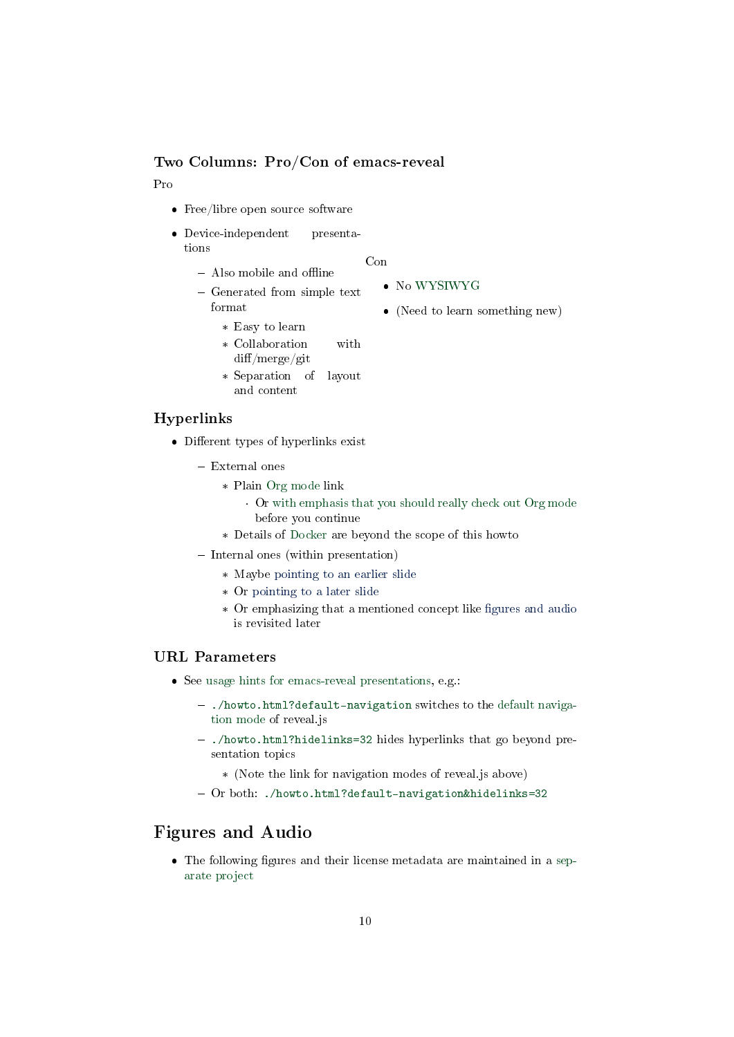### Two Columns: Pro/Con of emacs-reveal

Pro

- Free/libre open source software
- Device-independent presentations
  - Also mobile and offline
  - Generated from simple text format
    - Easy to learn
    - Collaboration with diff/merge/git
    - Separation of layout and content

Con

- No WYSIWYG
- (Need to learn something new)

### Hyperlinks

- Different types of hyperlinks exist
  - External ones
    - Plain Org mode link
      - Or with emphasis that you should really check out Org mode before you continue
    - Details of Docker are beyond the scope of this howto
  - Internal ones (within presentation)
    - Maybe pointing to an earlier slide
    - Or pointing to a later slide
    - Or emphasizing that a mentioned concept like figures and audio is revisited later

### URL Parameters

- See usage hints for emacs-reveal presentations, e.g.:
  - `./howto.html?default-navigation` switches to the default navigation mode of reveal.js
  - `./howto.html?hidelinks=32` hides hyperlinks that go beyond presentation topics
    - (Note the link for navigation modes of reveal.js above)
  - Or both: `./howto.html?default-navigation&hidelinks=32`

## Figures and Audio

- The following figures and their license metadata are maintained in a separate project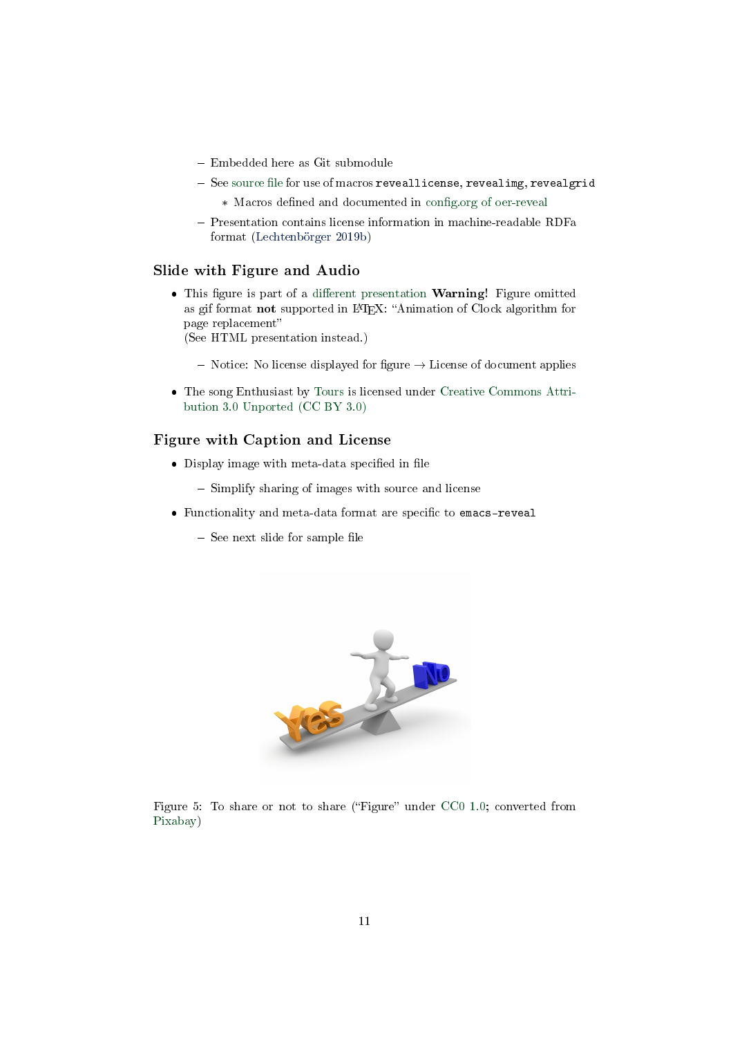- Embedded here as Git submodule
- See source file for use of macros `reveallicense`, `revealimg`, `revealgrid`
  - Macros defined and documented in config.org of oer-reveal
- Presentation contains license information in machine-readable RDFa format (Lechtenbörger 2019b)

## Slide with Figure and Audio

- This figure is part of a different presentation **Warning!** Figure omitted as gif format **not** supported in LaTeX: "Animation of Clock algorithm for page replacement"
  (See HTML presentation instead.)
  - Notice: No license displayed for figure → License of document applies
- The song Enthusiast by Tours is licensed under Creative Commons Attribution 3.0 Unported (CC BY 3.0)

## Figure with Caption and License

- Display image with meta-data specified in file
  - Simplify sharing of images with source and license
- Functionality and meta-data format are specific to `emacs-reveal`
  - See next slide for sample file

Figure 5: To share or not to share ("Figure" under CC0 1.0; converted from Pixabay)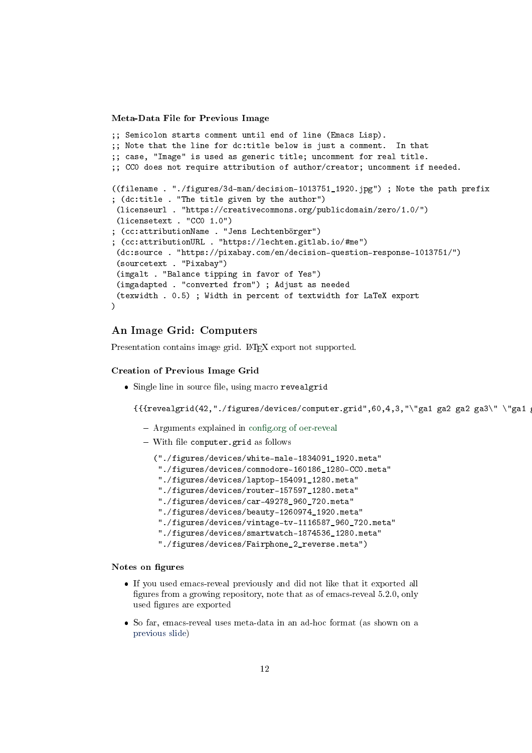### Meta-Data File for Previous Image

```
;; Semicolon starts comment until end of line (Emacs Lisp).
;; Note that the line for dc:title below is just a comment.  In that
;; case, "Image" is used as generic title; uncomment for real title.
;; CC0 does not require attribution of author/creator; uncomment if needed.

((filename . "./figures/3d-man/decision-1013751_1920.jpg") ; Note the path prefix
; (dc:title . "The title given by the author")
 (licenseurl . "https://creativecommons.org/publicdomain/zero/1.0/")
 (licensetext . "CC0 1.0")
; (cc:attributionName . "Jens Lechtenbörger")
; (cc:attributionURL . "https://lechten.gitlab.io/#me")
 (dc:source . "https://pixabay.com/en/decision-question-response-1013751/")
 (sourcetext . "Pixabay")
 (imgalt . "Balance tipping in favor of Yes")
 (imgadapted . "converted from") ; Adjust as needed
 (texwidth . 0.5) ; Width in percent of textwidth for LaTeX export
)
```

## An Image Grid: Computers

Presentation contains image grid. LaTeX export not supported.

### Creation of Previous Image Grid

- Single line in source file, using macro `revealgrid`

  ```
  {{{revealgrid(42,"./figures/devices/computer.grid",60,4,3,"\"ga1 ga2 ga2 ga3\" \"ga1 g
  ```

  - Arguments explained in config.org of oer-reveal
  - With file `computer.grid` as follows

    ```
    ("./figures/devices/white-male-1834091_1920.meta"
     "./figures/devices/commodore-160186_1280-CC0.meta"
     "./figures/devices/laptop-154091_1280.meta"
     "./figures/devices/router-157597_1280.meta"
     "./figures/devices/car-49278_960_720.meta"
     "./figures/devices/beauty-1260974_1920.meta"
     "./figures/devices/vintage-tv-1116587_960_720.meta"
     "./figures/devices/smartwatch-1874536_1280.meta"
     "./figures/devices/Fairphone_2_reverse.meta")
    ```

### Notes on figures

- If you used emacs-reveal previously and did not like that it exported all figures from a growing repository, note that as of emacs-reveal 5.2.0, only used figures are exported
- So far, emacs-reveal uses meta-data in an ad-hoc format (as shown on a previous slide)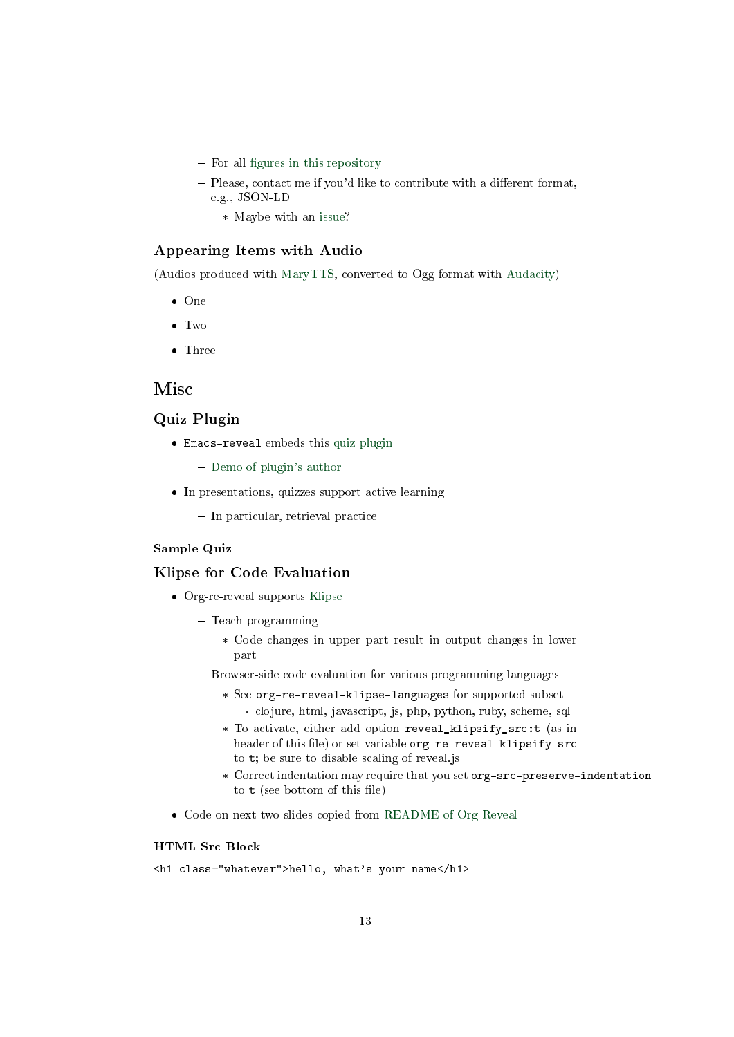- For all figures in this repository
- Please, contact me if you'd like to contribute with a different format, e.g., JSON-LD
  - Maybe with an issue?

### Appearing Items with Audio

(Audios produced with MaryTTS, converted to Ogg format with Audacity)

- One
- Two
- Three

## Misc

### Quiz Plugin

- `Emacs-reveal` embeds this quiz plugin
  - Demo of plugin's author
- In presentations, quizzes support active learning
  - In particular, retrieval practice

#### Sample Quiz

### Klipse for Code Evaluation

- Org-re-reveal supports Klipse
  - Teach programming
    - Code changes in upper part result in output changes in lower part
  - Browser-side code evaluation for various programming languages
    - See `org-re-reveal-klipse-languages` for supported subset
      - clojure, html, javascript, js, php, python, ruby, scheme, sql
    - To activate, either add option `reveal_klipsify_src:t` (as in header of this file) or set variable `org-re-reveal-klipsify-src` to `t`; be sure to disable scaling of reveal.js
    - Correct indentation may require that you set `org-src-preserve-indentation` to `t` (see bottom of this file)
- Code on next two slides copied from README of Org-Reveal

#### HTML Src Block

```
<h1 class="whatever">hello, what's your name</h1>
```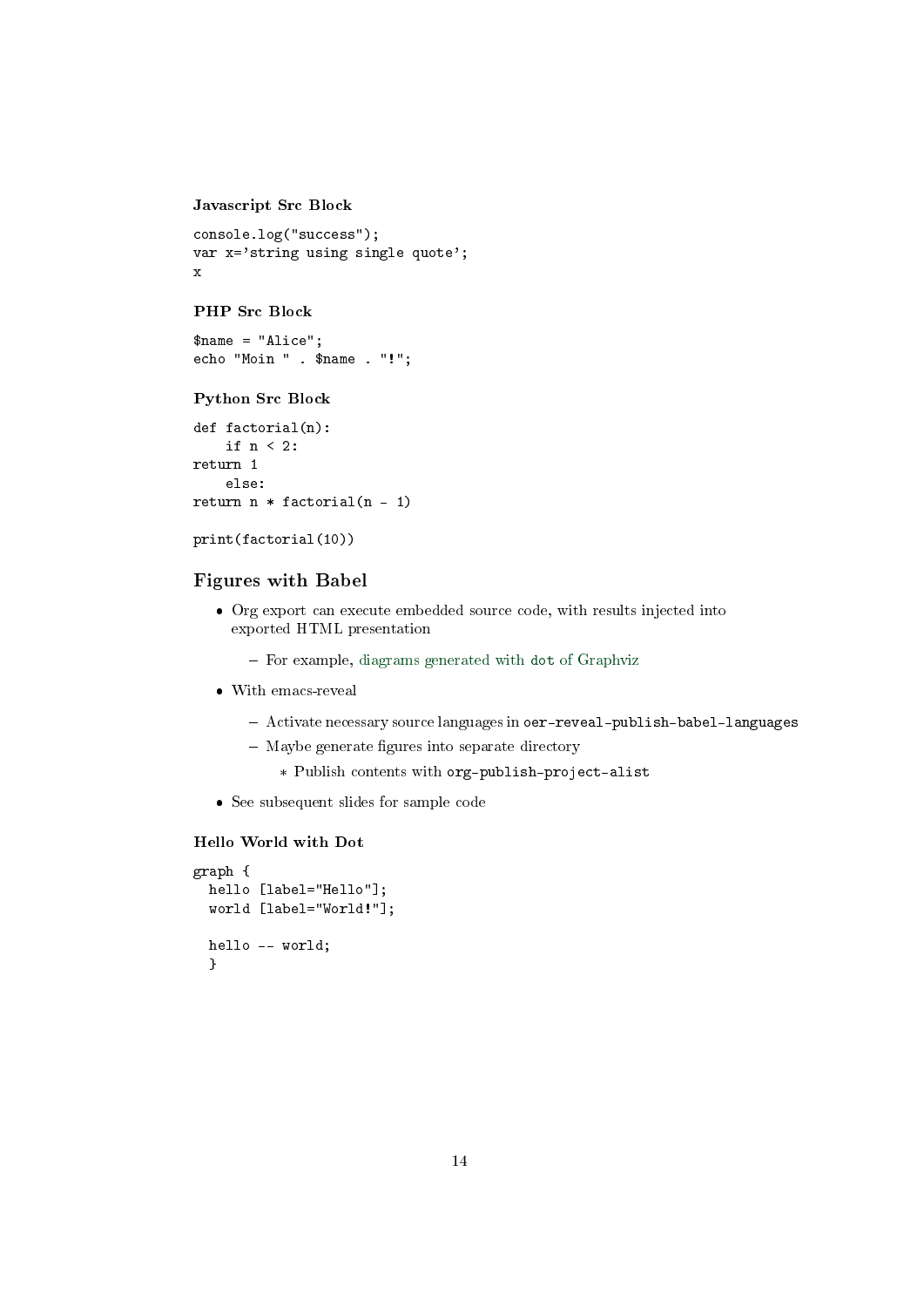#### Javascript Src Block

```
console.log("success");
var x='string using single quote';
x
```

#### PHP Src Block

```
$name = "Alice";
echo "Moin " . $name . "!";
```

#### Python Src Block

```
def factorial(n):
    if n < 2:
return 1
    else:
return n * factorial(n - 1)

print(factorial(10))
```

### Figures with Babel

- Org export can execute embedded source code, with results injected into exported HTML presentation
  - For example, diagrams generated with `dot` of Graphviz
- With emacs-reveal
  - Activate necessary source languages in `oer-reveal-publish-babel-languages`
  - Maybe generate figures into separate directory
    - Publish contents with `org-publish-project-alist`
- See subsequent slides for sample code

#### Hello World with Dot

```
graph {
  hello [label="Hello"];
  world [label="World!"];

  hello -- world;
  }
```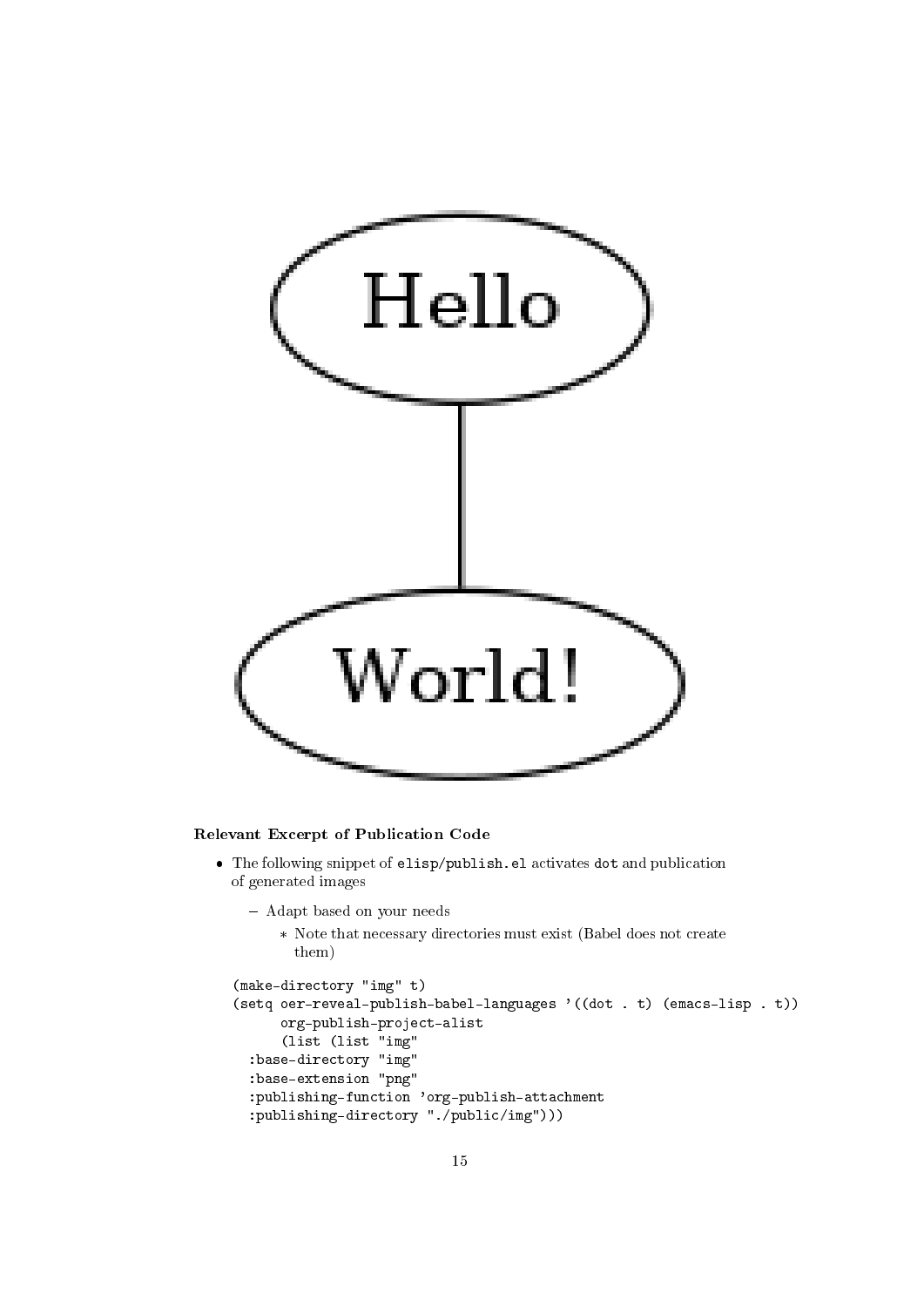### Relevant Excerpt of Publication Code

- The following snippet of `elisp/publish.el` activates `dot` and publication of generated images
  - Adapt based on your needs
    - Note that necessary directories must exist (Babel does not create them)

```
(make-directory "img" t)
(setq oer-reveal-publish-babel-languages '((dot . t) (emacs-lisp . t))
      org-publish-project-alist
      (list (list "img"
  :base-directory "img"
  :base-extension "png"
  :publishing-function 'org-publish-attachment
  :publishing-directory "./public/img")))
```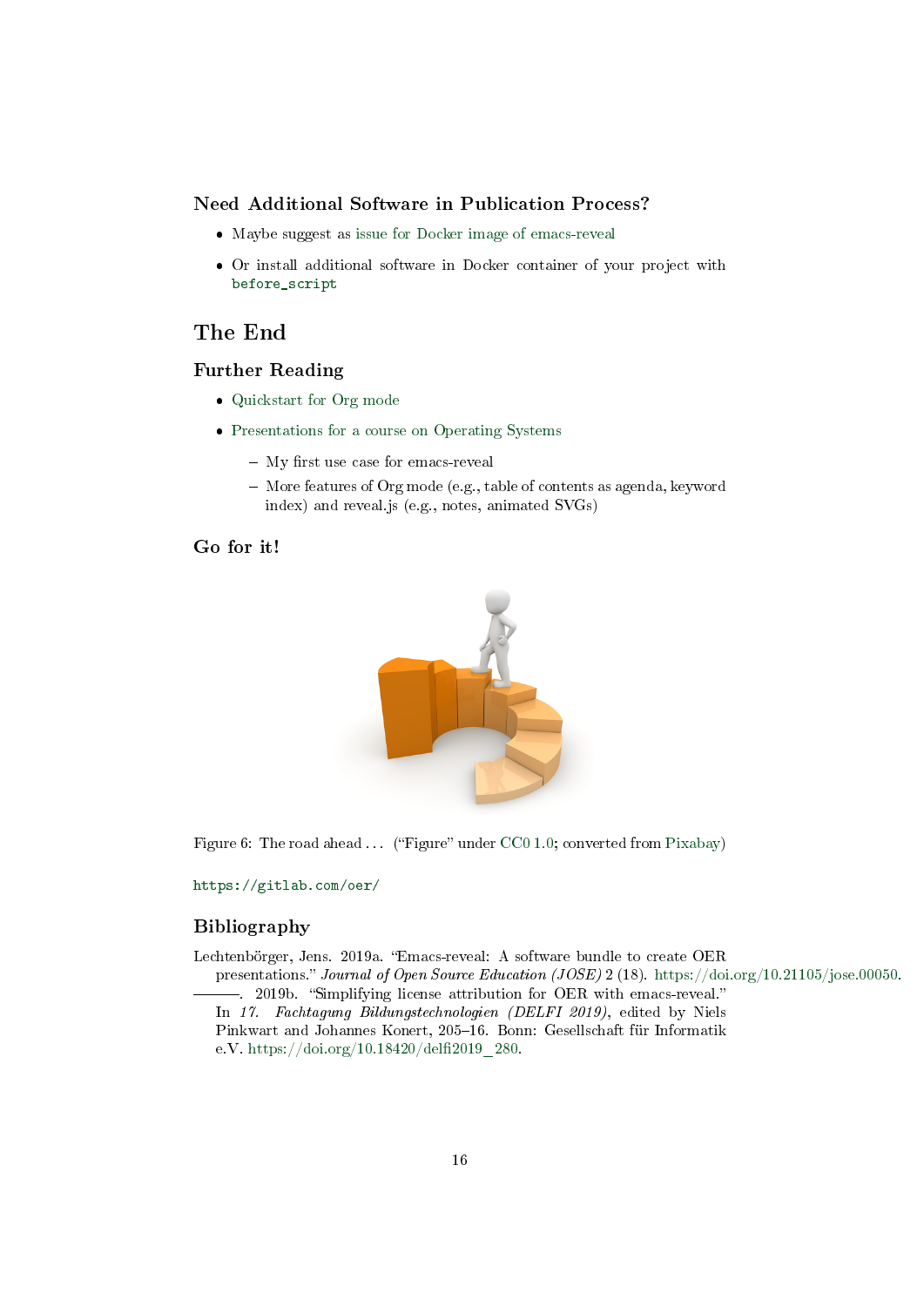### Need Additional Software in Publication Process?

- Maybe suggest as issue for Docker image of emacs-reveal
- Or install additional software in Docker container of your project with `before_script`

## The End

### Further Reading

- Quickstart for Org mode
- Presentations for a course on Operating Systems
  - My first use case for emacs-reveal
  - More features of Org mode (e.g., table of contents as agenda, keyword index) and reveal.js (e.g., notes, animated SVGs)

### Go for it!

Figure 6: The road ahead . . . (“Figure” under CC0 1.0; converted from Pixabay)

`https://gitlab.com/oer/`

### Bibliography

Lechtenbörger, Jens. 2019a. “Emacs-reveal: A software bundle to create OER presentations.” *Journal of Open Source Education (JOSE)* 2 (18). https://doi.org/10.21105/jose.00050.

———. 2019b. “Simplifying license attribution for OER with emacs-reveal.” In *17. Fachtagung Bildungstechnologien (DELFI 2019)*, edited by Niels Pinkwart and Johannes Konert, 205–16. Bonn: Gesellschaft für Informatik e.V. https://doi.org/10.18420/delfi2019_280.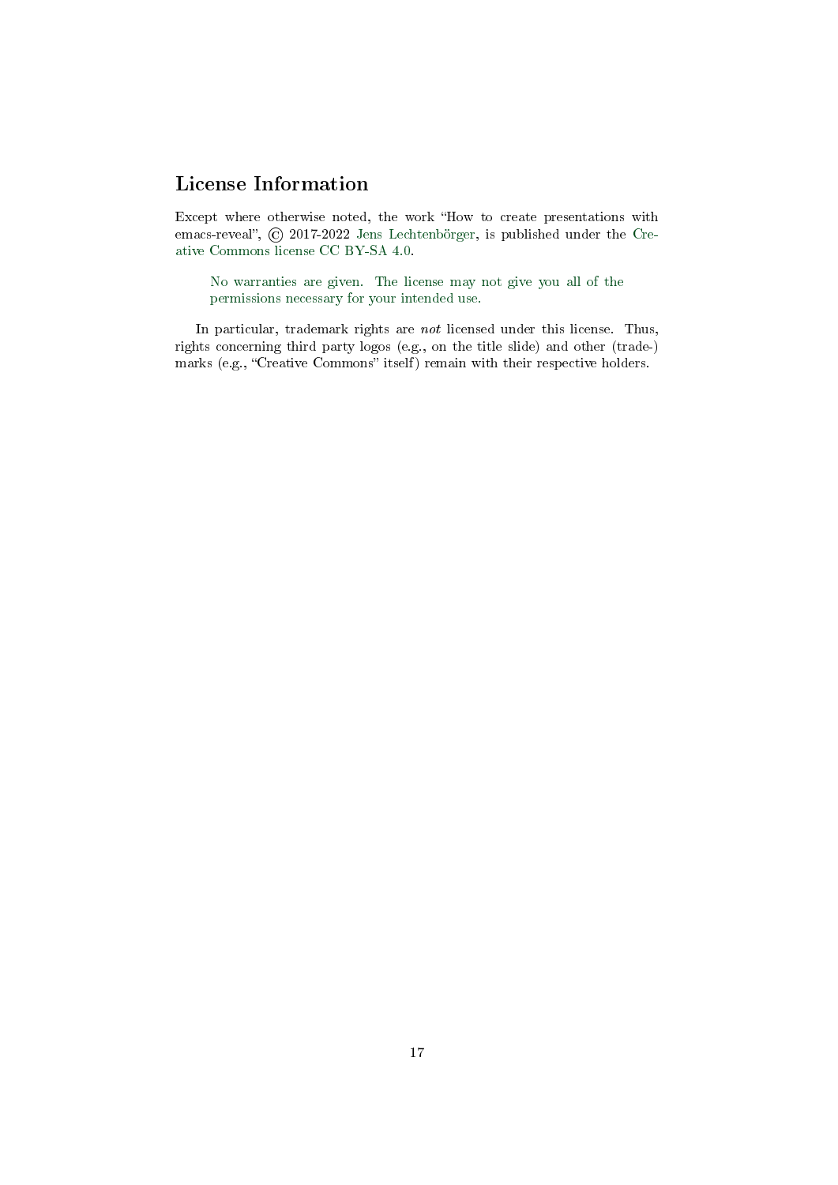## License Information

Except where otherwise noted, the work "How to create presentations with emacs-reveal", © 2017-2022 Jens Lechtenbörger, is published under the Creative Commons license CC BY-SA 4.0.

> No warranties are given. The license may not give you all of the permissions necessary for your intended use.

In particular, trademark rights are *not* licensed under this license. Thus, rights concerning third party logos (e.g., on the title slide) and other (trade-) marks (e.g., "Creative Commons" itself) remain with their respective holders.